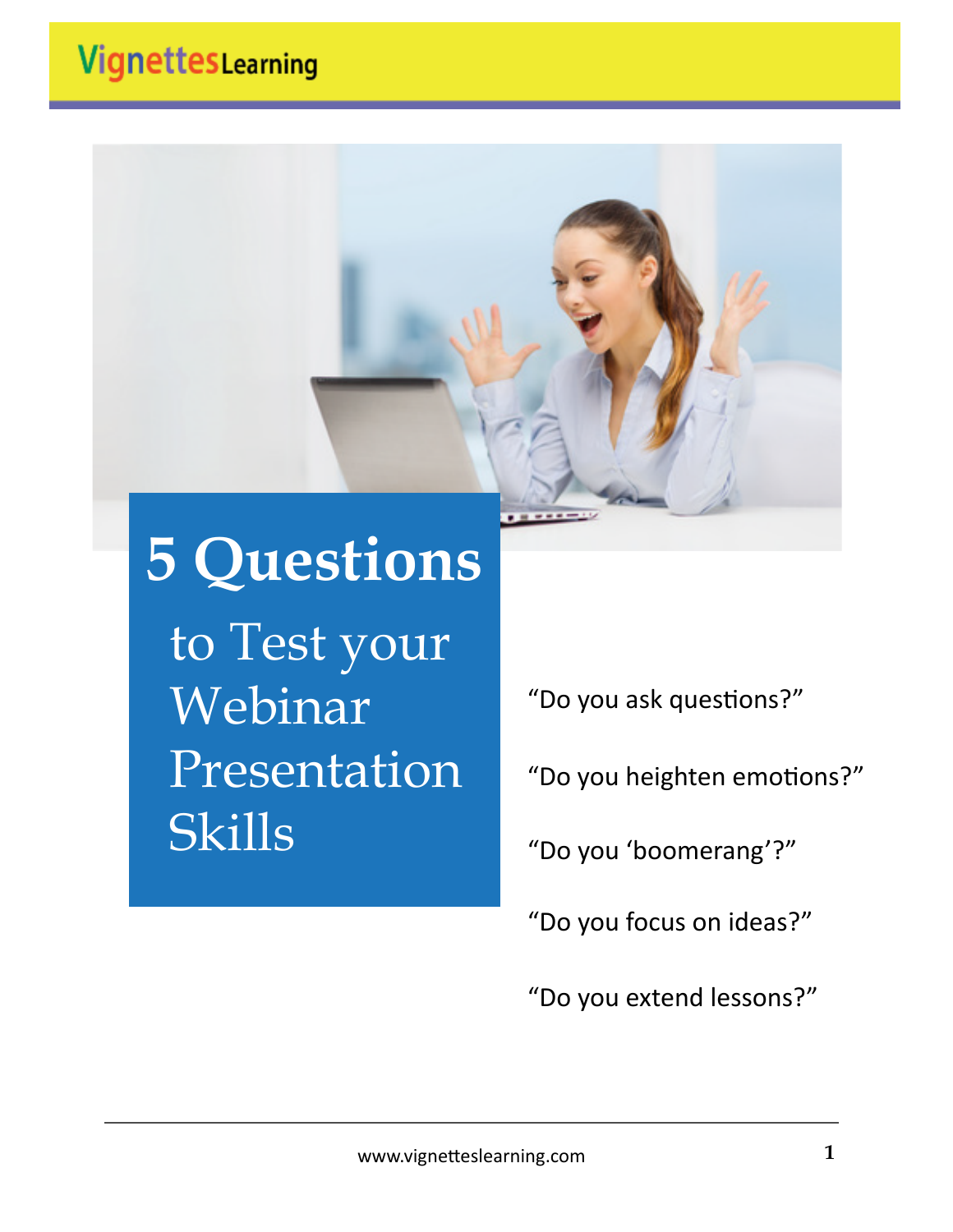VignettesLearning

# 5 Questions to Test your Webinar Presentation Skills

"Do you ask questions?"

"Do you heighten emotions?"

"Do you 'boomerang'?"

"Do you focus on ideas?"

"Do you extend lessons?"

www.vignetteslearning.com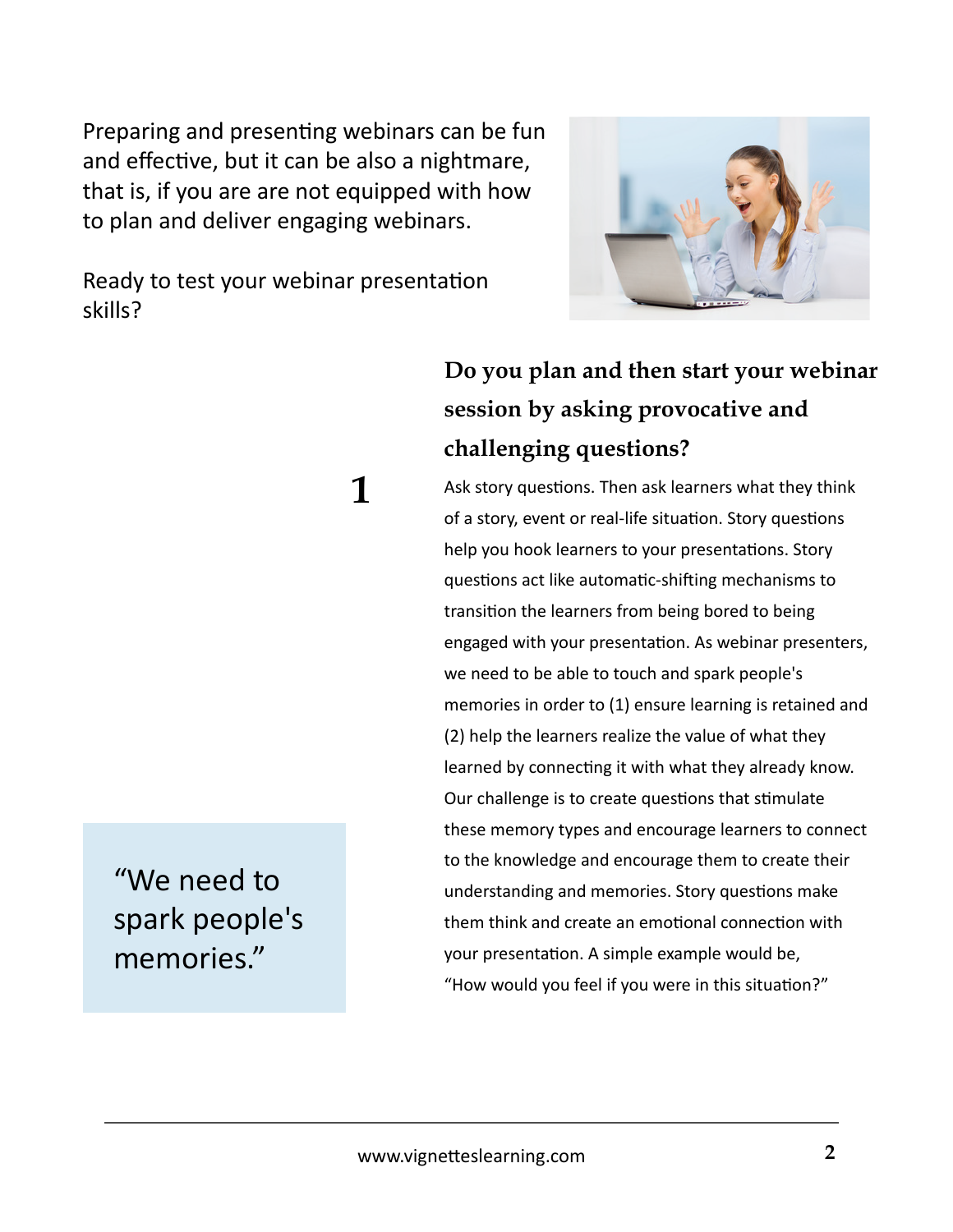Preparing and presenting webinars can be fun and effective, but it can be also a nightmare, that is, if you are are not equipped with how to plan and deliver engaging webinars.

Ready to test your webinar presentation skills?

## 1

### Do you plan and then start your webinar session by asking provocative and challenging questions?

Ask story questions. Then ask learners what they think of a story, event or real-life situation. Story questions help you hook learners to your presentations. Story questions act like automatic-shifting mechanisms to transition the learners from being bored to being engaged with your presentation. As webinar presenters, we need to be able to touch and spark people's memories in order to (1) ensure learning is retained and (2) help the learners realize the value of what they learned by connecting it with what they already know. Our challenge is to create questions that stimulate these memory types and encourage learners to connect to the knowledge and encourage them to create their understanding and memories. Story questions make them think and create an emotional connection with your presentation. A simple example would be, "How would you feel if you were in this situation?"

> "We need to spark people's memories."

www.vignetteslearning.com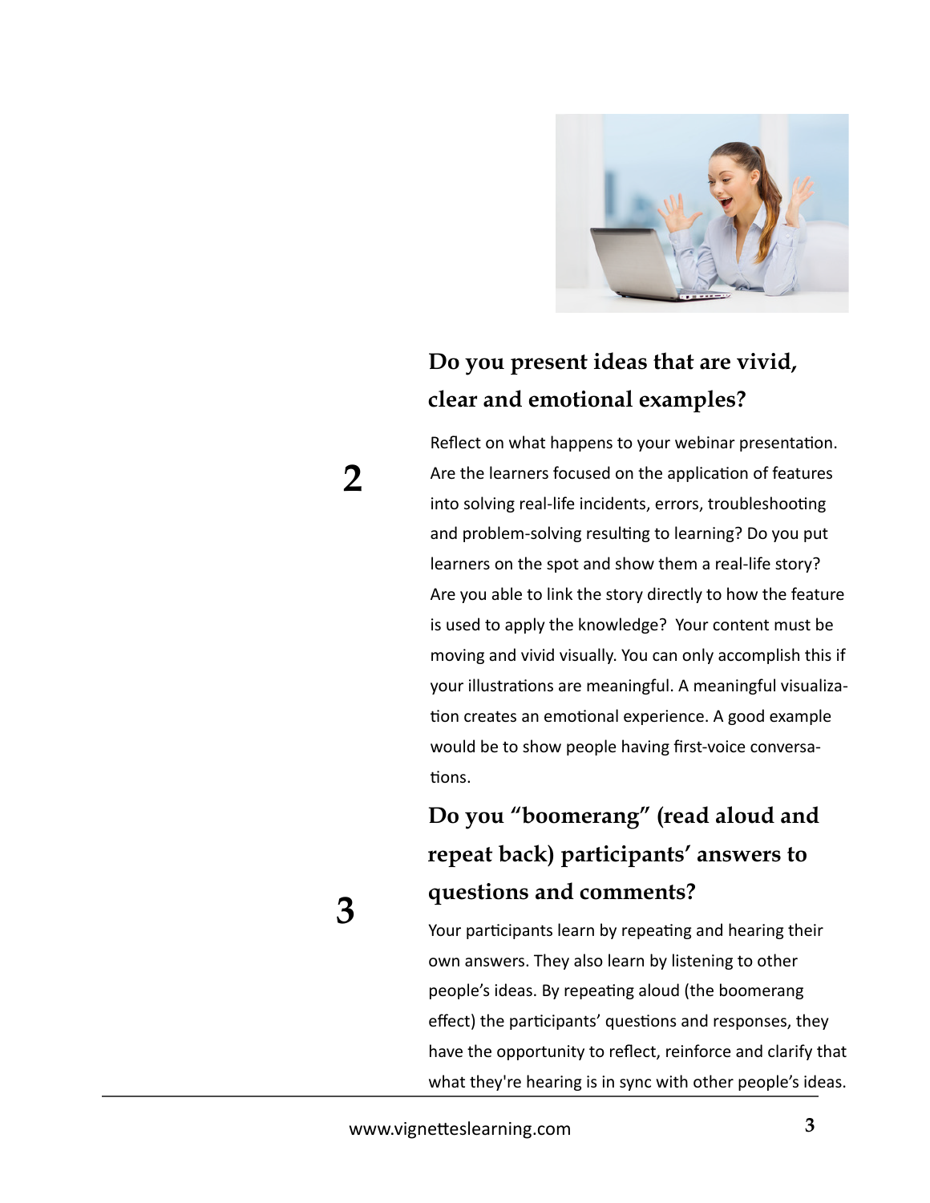**2**

## Do you present ideas that are vivid, clear and emotional examples?

Reflect on what happens to your webinar presentation. Are the learners focused on the application of features into solving real-life incidents, errors, troubleshooting and problem-solving resulting to learning? Do you put learners on the spot and show them a real-life story? Are you able to link the story directly to how the feature is used to apply the knowledge? Your content must be moving and vivid visually. You can only accomplish this if your illustrations are meaningful. A meaningful visualization creates an emotional experience. A good example would be to show people having first-voice conversations.

**3**

## Do you "boomerang" (read aloud and repeat back) participants' answers to questions and comments?

Your participants learn by repeating and hearing their own answers. They also learn by listening to other people's ideas. By repeating aloud (the boomerang effect) the participants' questions and responses, they have the opportunity to reflect, reinforce and clarify that what they're hearing is in sync with other people's ideas.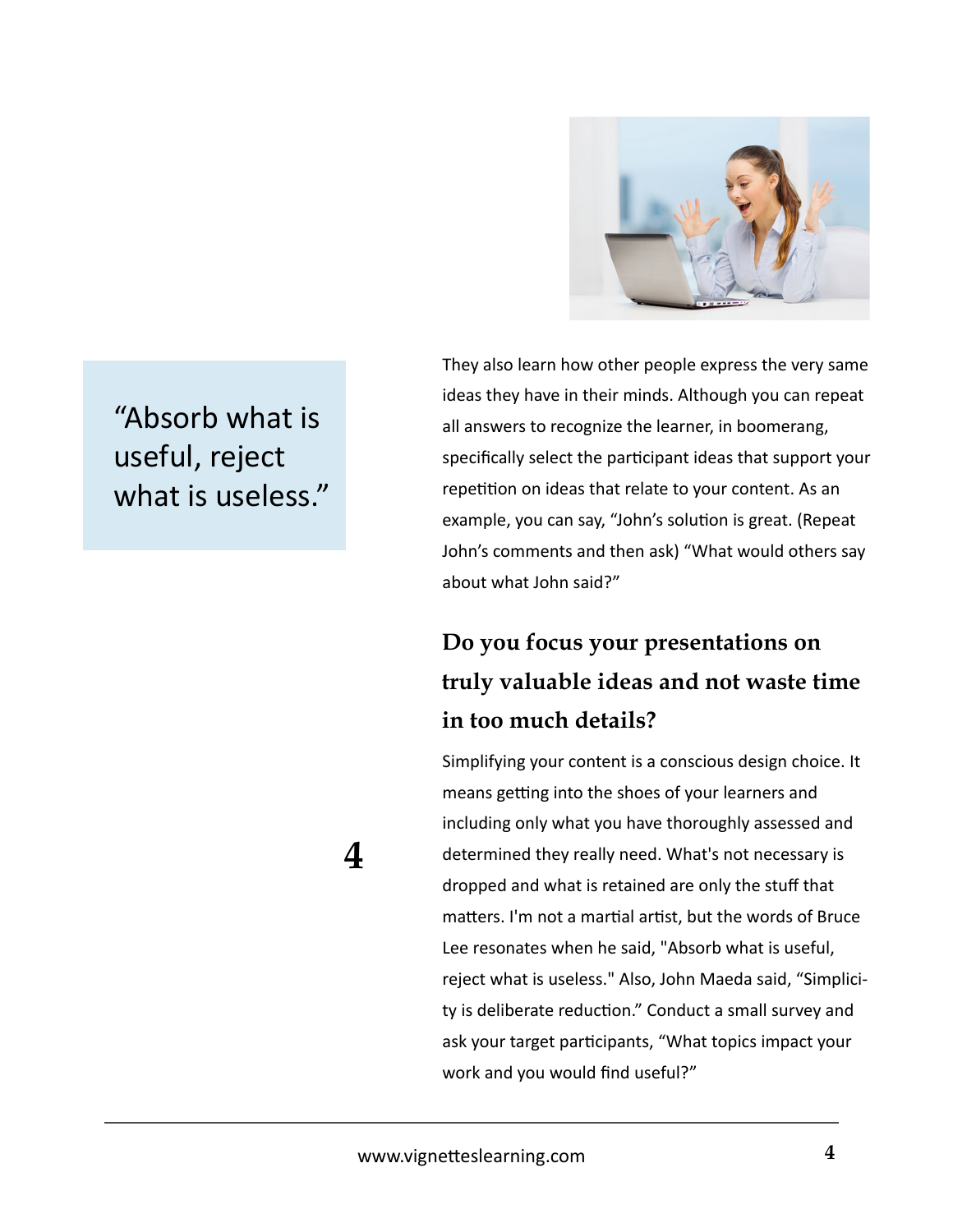> "Absorb what is useful, reject what is useless."

They also learn how other people express the very same ideas they have in their minds. Although you can repeat all answers to recognize the learner, in boomerang, specifically select the participant ideas that support your repetition on ideas that relate to your content. As an example, you can say, "John's solution is great. (Repeat John's comments and then ask) "What would others say about what John said?"

### Do you focus your presentations on truly valuable ideas and not waste time in too much details?

**4**

Simplifying your content is a conscious design choice. It means getting into the shoes of your learners and including only what you have thoroughly assessed and determined they really need. What's not necessary is dropped and what is retained are only the stuff that matters. I'm not a martial artist, but the words of Bruce Lee resonates when he said, "Absorb what is useful, reject what is useless." Also, John Maeda said, "Simplicity is deliberate reduction." Conduct a small survey and ask your target participants, "What topics impact your work and you would find useful?"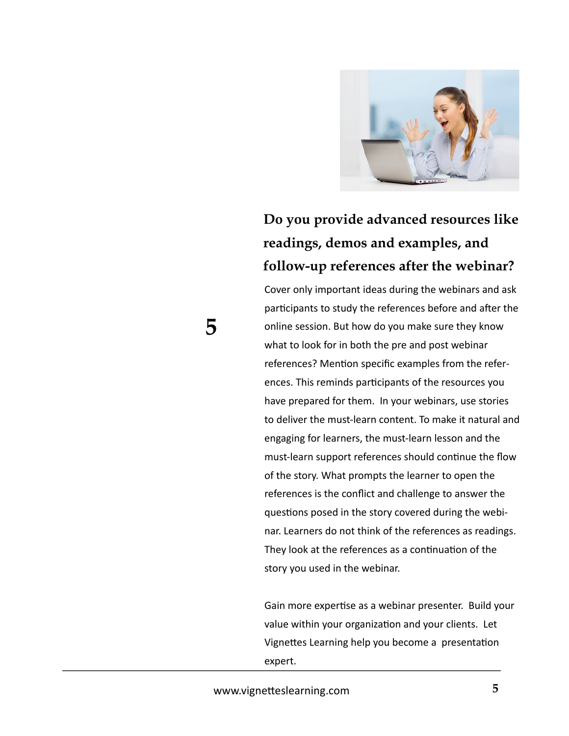## Do you provide advanced resources like readings, demos and examples, and follow-up references after the webinar?

5

Cover only important ideas during the webinars and ask participants to study the references before and after the online session. But how do you make sure they know what to look for in both the pre and post webinar references? Mention specific examples from the references. This reminds participants of the resources you have prepared for them. In your webinars, use stories to deliver the must-learn content. To make it natural and engaging for learners, the must-learn lesson and the must-learn support references should continue the flow of the story. What prompts the learner to open the references is the conflict and challenge to answer the questions posed in the story covered during the webinar. Learners do not think of the references as readings. They look at the references as a continuation of the story you used in the webinar.

Gain more expertise as a webinar presenter. Build your value within your organization and your clients. Let Vignettes Learning help you become a presentation expert.

www.vignetteslearning.com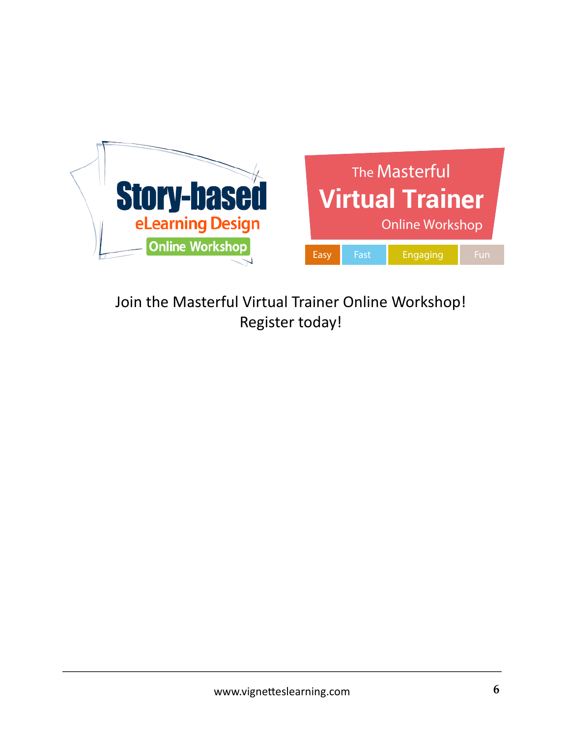Story-based
eLearning Design
Online Workshop

The Masterful
Virtual Trainer
Online Workshop

Easy | Fast | Engaging | Fun

Join the Masterful Virtual Trainer Online Workshop!
Register today!